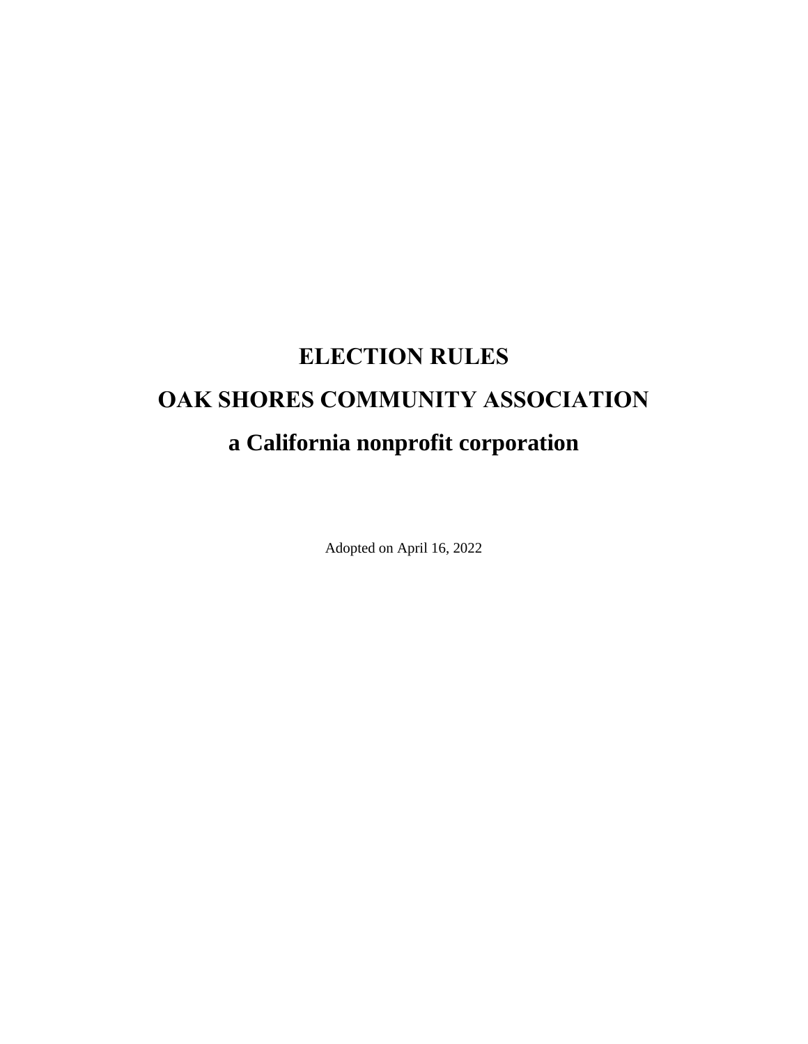# ELECTION RULES

# OAK SHORES COMMUNITY ASSOCIATION

# a California nonprofit corporation

Adopted on April 16, 2022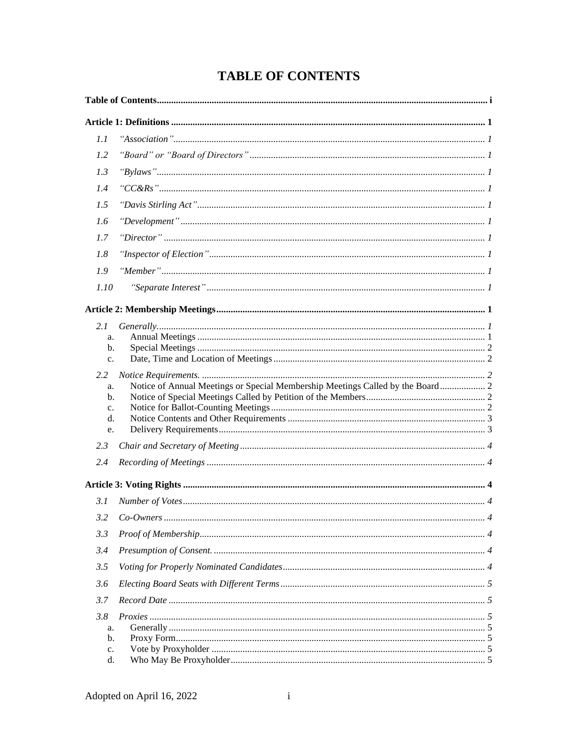# TABLE OF CONTENTS

**Table of Contents** ........ i

**Article 1: Definitions** ........ 1

- 1.1 *"Association"* ........ *1*
- 1.2 *"Board" or "Board of Directors"* ........ *1*
- 1.3 *"Bylaws"* ........ *1*
- 1.4 *"CC&Rs"* ........ *1*
- 1.5 *"Davis Stirling Act"* ........ *1*
- 1.6 *"Development"* ........ *1*
- 1.7 *"Director"* ........ *1*
- 1.8 *"Inspector of Election"* ........ *1*
- 1.9 *"Member"* ........ *1*
- 1.10 *"Separate Interest"* ........ *1*

**Article 2: Membership Meetings** ........ 1

- 2.1 *Generally.* ........ *1*
  - a. Annual Meetings ........ 1
  - b. Special Meetings ........ 2
  - c. Date, Time and Location of Meetings ........ 2
- 2.2 *Notice Requirements.* ........ *2*
  - a. Notice of Annual Meetings or Special Membership Meetings Called by the Board ........ 2
  - b. Notice of Special Meetings Called by Petition of the Members ........ 2
  - c. Notice for Ballot-Counting Meetings ........ 2
  - d. Notice Contents and Other Requirements ........ 3
  - e. Delivery Requirements ........ 3
- 2.3 *Chair and Secretary of Meeting* ........ *4*
- 2.4 *Recording of Meetings* ........ *4*

**Article 3: Voting Rights** ........ 4

- 3.1 *Number of Votes* ........ *4*
- 3.2 *Co-Owners* ........ *4*
- 3.3 *Proof of Membership* ........ *4*
- 3.4 *Presumption of Consent.* ........ *4*
- 3.5 *Voting for Properly Nominated Candidates* ........ *4*
- 3.6 *Electing Board Seats with Different Terms* ........ *5*
- 3.7 *Record Date* ........ *5*
- 3.8 *Proxies* ........ *5*
  - a. Generally ........ 5
  - b. Proxy Form ........ 5
  - c. Vote by Proxyholder ........ 5
  - d. Who May Be Proxyholder ........ 5

Adopted on April 16, 2022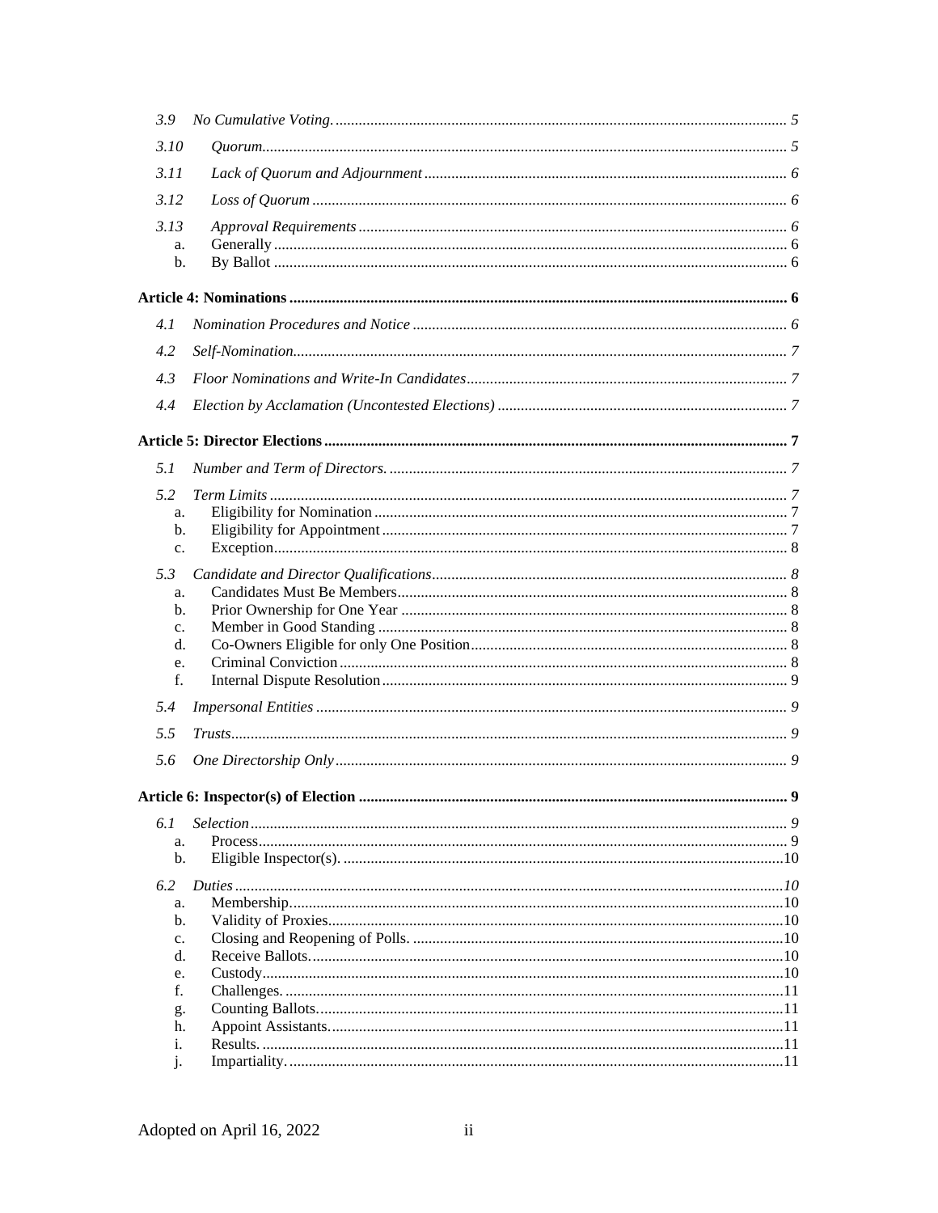*3.9 No Cumulative Voting.* ........ 5

*3.10 Quorum* ........ 5

*3.11 Lack of Quorum and Adjournment* ........ 6

*3.12 Loss of Quorum* ........ 6

*3.13 Approval Requirements* ........ 6

- a. Generally ........ 6
- b. By Ballot ........ 6

**Article 4: Nominations** ........ **6**

*4.1 Nomination Procedures and Notice* ........ 6

*4.2 Self-Nomination* ........ 7

*4.3 Floor Nominations and Write-In Candidates* ........ 7

*4.4 Election by Acclamation (Uncontested Elections)* ........ 7

**Article 5: Director Elections** ........ **7**

*5.1 Number and Term of Directors.* ........ 7

*5.2 Term Limits* ........ 7

- a. Eligibility for Nomination ........ 7
- b. Eligibility for Appointment ........ 7
- c. Exception ........ 8

*5.3 Candidate and Director Qualifications* ........ 8

- a. Candidates Must Be Members ........ 8
- b. Prior Ownership for One Year ........ 8
- c. Member in Good Standing ........ 8
- d. Co-Owners Eligible for only One Position ........ 8
- e. Criminal Conviction ........ 8
- f. Internal Dispute Resolution ........ 9

*5.4 Impersonal Entities* ........ 9

*5.5 Trusts* ........ 9

*5.6 One Directorship Only* ........ 9

**Article 6: Inspector(s) of Election** ........ **9**

*6.1 Selection* ........ 9

- a. Process ........ 9
- b. Eligible Inspector(s). ........ 10

*6.2 Duties* ........ 10

- a. Membership ........ 10
- b. Validity of Proxies ........ 10
- c. Closing and Reopening of Polls. ........ 10
- d. Receive Ballots. ........ 10
- e. Custody ........ 10
- f. Challenges. ........ 11
- g. Counting Ballots. ........ 11
- h. Appoint Assistants. ........ 11
- i. Results. ........ 11
- j. Impartiality. ........ 11

Adopted on April 16, 2022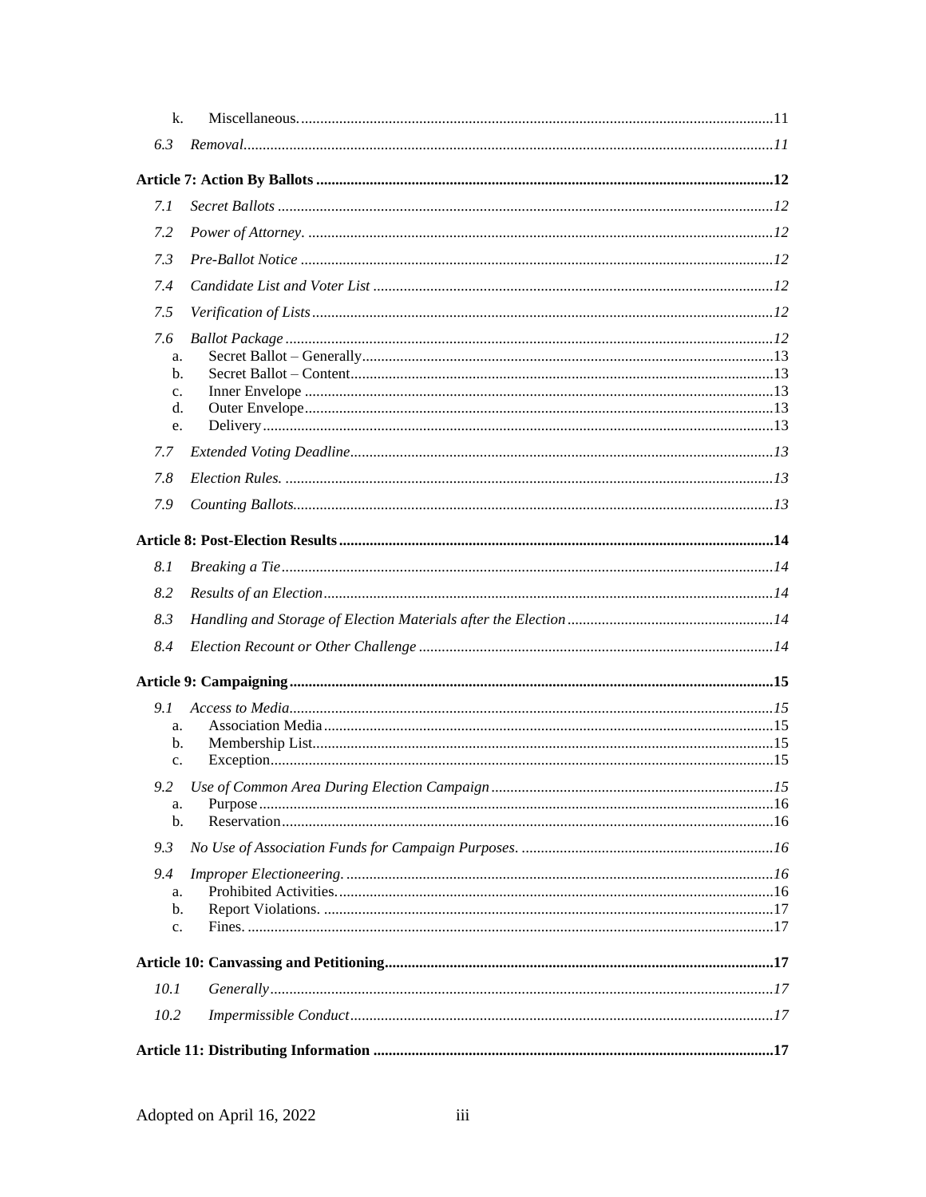k. Miscellaneous. ............................................................................................................................11

6.3 *Removal*...........................................................................................................................*11*

**Article 7: Action By Ballots .......................................................................................................12**

7.1 *Secret Ballots* ..................................................................................................................*12*

7.2 *Power of Attorney.* ..........................................................................................................*12*

7.3 *Pre-Ballot Notice* ............................................................................................................*12*

7.4 *Candidate List and Voter List* .........................................................................................*12*

7.5 *Verification of Lists*.........................................................................................................*12*

7.6 *Ballot Package* ................................................................................................................*12*
- a. Secret Ballot – Generally...........................................................................................13
- b. Secret Ballot – Content..............................................................................................13
- c. Inner Envelope ..........................................................................................................13
- d. Outer Envelope..........................................................................................................13
- e. Delivery.....................................................................................................................13

7.7 *Extended Voting Deadline*...............................................................................................*13*

7.8 *Election Rules.* ................................................................................................................*13*

7.9 *Counting Ballots*..............................................................................................................*13*

**Article 8: Post-Election Results.................................................................................................14**

8.1 *Breaking a Tie*.................................................................................................................*14*

8.2 *Results of an Election*......................................................................................................*14*

8.3 *Handling and Storage of Election Materials after the Election*......................................................*14*

8.4 *Election Recount or Other Challenge* ..............................................................................*14*

**Article 9: Campaigning..............................................................................................................15**

9.1 *Access to Media*...............................................................................................................*15*
- a. Association Media.....................................................................................................15
- b. Membership List........................................................................................................15
- c. Exception...................................................................................................................15

9.2 *Use of Common Area During Election Campaign*..........................................................*15*
- a. Purpose......................................................................................................................16
- b. Reservation................................................................................................................16

9.3 *No Use of Association Funds for Campaign Purposes.* ..................................................*16*

9.4 *Improper Electioneering.* ................................................................................................*16*
- a. Prohibited Activities..................................................................................................16
- b. Report Violations. .....................................................................................................17
- c. Fines. .........................................................................................................................17

**Article 10: Canvassing and Petitioning.....................................................................................17**

10.1 *Generally*.......................................................................................................................*17*

10.2 *Impermissible Conduct*...................................................................................................*17*

**Article 11: Distributing Information ........................................................................................17**

Adopted on April 16, 2022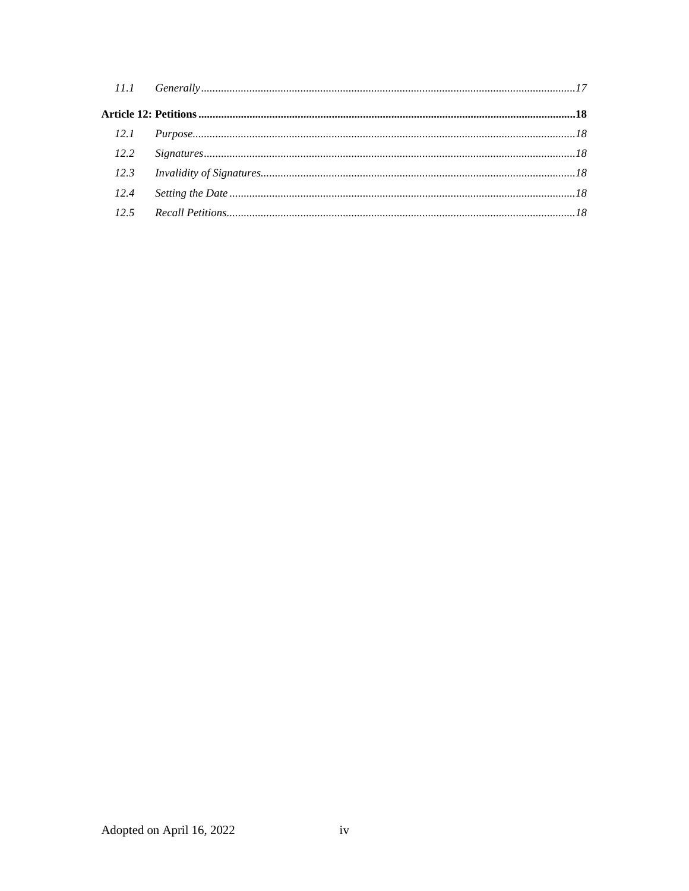| | | |
|---|---|---|
| *11.1* | *Generally* | *17* |
| **Article 12: Petitions** | | **18** |
| *12.1* | *Purpose* | *18* |
| *12.2* | *Signatures* | *18* |
| *12.3* | *Invalidity of Signatures* | *18* |
| *12.4* | *Setting the Date* | *18* |
| *12.5* | *Recall Petitions* | *18* |

Adopted on April 16, 2022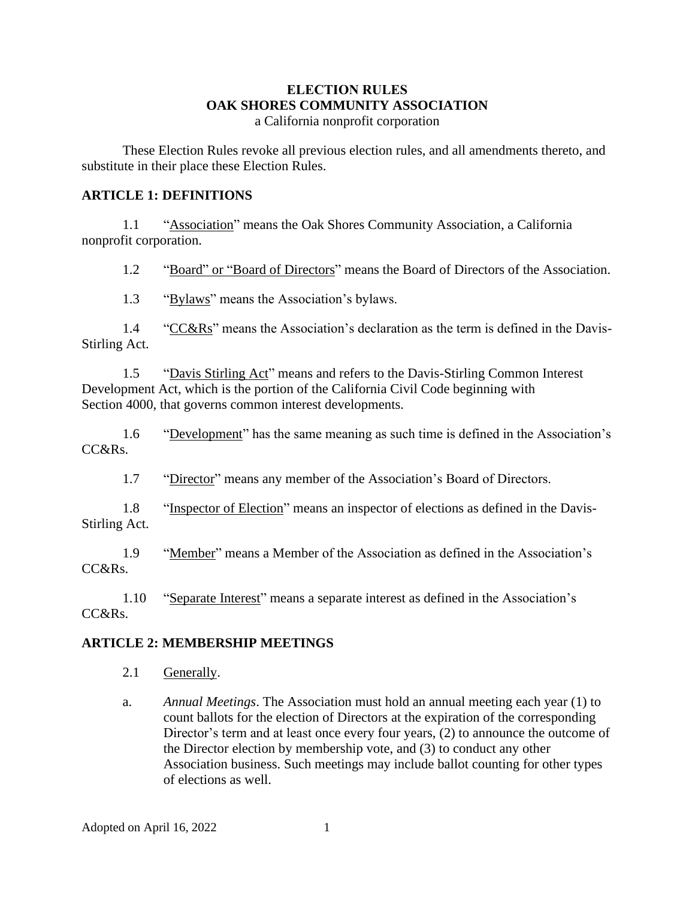# ELECTION RULES
# OAK SHORES COMMUNITY ASSOCIATION

a California nonprofit corporation

These Election Rules revoke all previous election rules, and all amendments thereto, and substitute in their place these Election Rules.

## ARTICLE 1: DEFINITIONS

1.1 "Association" means the Oak Shores Community Association, a California nonprofit corporation.

1.2 "Board" or "Board of Directors" means the Board of Directors of the Association.

1.3 "Bylaws" means the Association's bylaws.

1.4 "CC&Rs" means the Association's declaration as the term is defined in the Davis-Stirling Act.

1.5 "Davis Stirling Act" means and refers to the Davis-Stirling Common Interest Development Act, which is the portion of the California Civil Code beginning with Section 4000, that governs common interest developments.

1.6 "Development" has the same meaning as such time is defined in the Association's CC&Rs.

1.7 "Director" means any member of the Association's Board of Directors.

1.8 "Inspector of Election" means an inspector of elections as defined in the Davis-Stirling Act.

1.9 "Member" means a Member of the Association as defined in the Association's CC&Rs.

1.10 "Separate Interest" means a separate interest as defined in the Association's CC&Rs.

## ARTICLE 2: MEMBERSHIP MEETINGS

2.1 Generally.

a. *Annual Meetings*. The Association must hold an annual meeting each year (1) to count ballots for the election of Directors at the expiration of the corresponding Director's term and at least once every four years, (2) to announce the outcome of the Director election by membership vote, and (3) to conduct any other Association business. Such meetings may include ballot counting for other types of elections as well.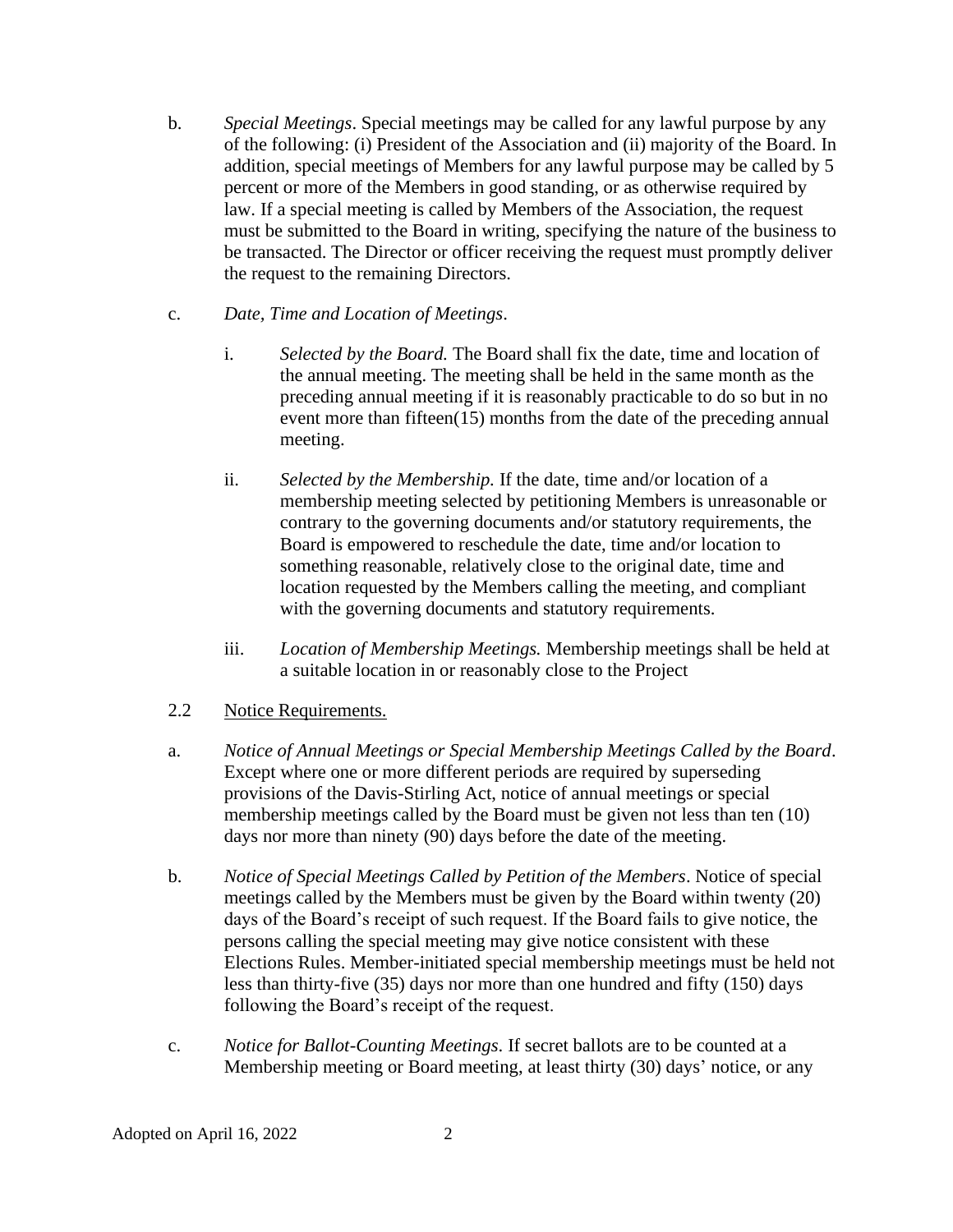b. *Special Meetings*. Special meetings may be called for any lawful purpose by any of the following: (i) President of the Association and (ii) majority of the Board. In addition, special meetings of Members for any lawful purpose may be called by 5 percent or more of the Members in good standing, or as otherwise required by law. If a special meeting is called by Members of the Association, the request must be submitted to the Board in writing, specifying the nature of the business to be transacted. The Director or officer receiving the request must promptly deliver the request to the remaining Directors.

c. *Date, Time and Location of Meetings*.

i. *Selected by the Board.* The Board shall fix the date, time and location of the annual meeting. The meeting shall be held in the same month as the preceding annual meeting if it is reasonably practicable to do so but in no event more than fifteen(15) months from the date of the preceding annual meeting.

ii. *Selected by the Membership.* If the date, time and/or location of a membership meeting selected by petitioning Members is unreasonable or contrary to the governing documents and/or statutory requirements, the Board is empowered to reschedule the date, time and/or location to something reasonable, relatively close to the original date, time and location requested by the Members calling the meeting, and compliant with the governing documents and statutory requirements.

iii. *Location of Membership Meetings.* Membership meetings shall be held at a suitable location in or reasonably close to the Project

2.2 <u>Notice Requirements.</u>

a. *Notice of Annual Meetings or Special Membership Meetings Called by the Board*. Except where one or more different periods are required by superseding provisions of the Davis-Stirling Act, notice of annual meetings or special membership meetings called by the Board must be given not less than ten (10) days nor more than ninety (90) days before the date of the meeting.

b. *Notice of Special Meetings Called by Petition of the Members*. Notice of special meetings called by the Members must be given by the Board within twenty (20) days of the Board's receipt of such request. If the Board fails to give notice, the persons calling the special meeting may give notice consistent with these Elections Rules. Member-initiated special membership meetings must be held not less than thirty-five (35) days nor more than one hundred and fifty (150) days following the Board's receipt of the request.

c. *Notice for Ballot-Counting Meetings*. If secret ballots are to be counted at a Membership meeting or Board meeting, at least thirty (30) days' notice, or any

Adopted on April 16, 2022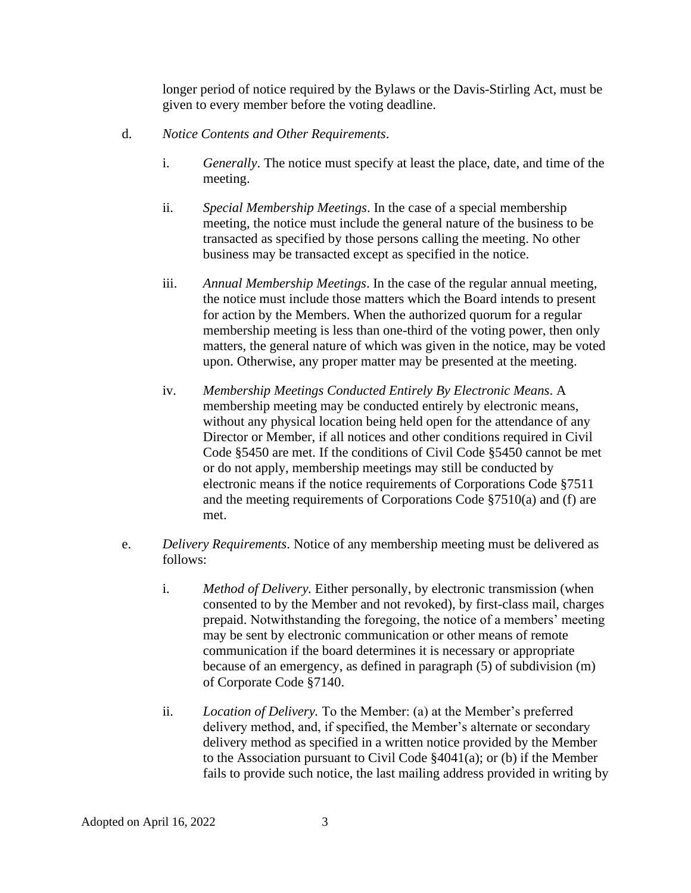longer period of notice required by the Bylaws or the Davis-Stirling Act, must be given to every member before the voting deadline.

d. *Notice Contents and Other Requirements*.

i. *Generally*. The notice must specify at least the place, date, and time of the meeting.

ii. *Special Membership Meetings*. In the case of a special membership meeting, the notice must include the general nature of the business to be transacted as specified by those persons calling the meeting. No other business may be transacted except as specified in the notice.

iii. *Annual Membership Meetings*. In the case of the regular annual meeting, the notice must include those matters which the Board intends to present for action by the Members. When the authorized quorum for a regular membership meeting is less than one-third of the voting power, then only matters, the general nature of which was given in the notice, may be voted upon. Otherwise, any proper matter may be presented at the meeting.

iv. *Membership Meetings Conducted Entirely By Electronic Means*. A membership meeting may be conducted entirely by electronic means, without any physical location being held open for the attendance of any Director or Member, if all notices and other conditions required in Civil Code §5450 are met. If the conditions of Civil Code §5450 cannot be met or do not apply, membership meetings may still be conducted by electronic means if the notice requirements of Corporations Code §7511 and the meeting requirements of Corporations Code §7510(a) and (f) are met.

e. *Delivery Requirements*. Notice of any membership meeting must be delivered as follows:

i. *Method of Delivery.* Either personally, by electronic transmission (when consented to by the Member and not revoked), by first-class mail, charges prepaid. Notwithstanding the foregoing, the notice of a members' meeting may be sent by electronic communication or other means of remote communication if the board determines it is necessary or appropriate because of an emergency, as defined in paragraph (5) of subdivision (m) of Corporate Code §7140.

ii. *Location of Delivery.* To the Member: (a) at the Member's preferred delivery method, and, if specified, the Member's alternate or secondary delivery method as specified in a written notice provided by the Member to the Association pursuant to Civil Code §4041(a); or (b) if the Member fails to provide such notice, the last mailing address provided in writing by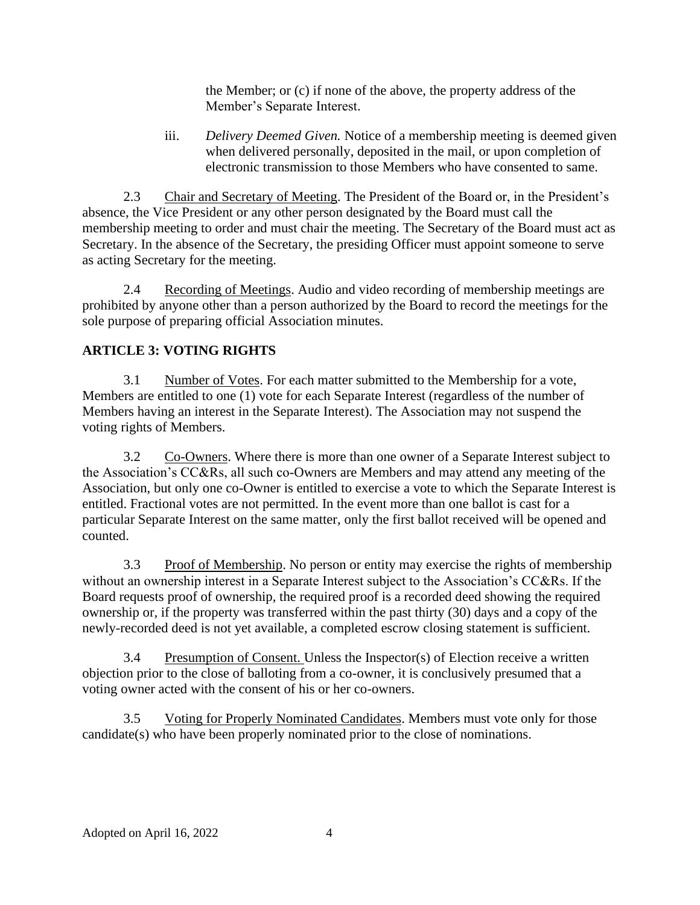the Member; or (c) if none of the above, the property address of the Member's Separate Interest.

iii. *Delivery Deemed Given.* Notice of a membership meeting is deemed given when delivered personally, deposited in the mail, or upon completion of electronic transmission to those Members who have consented to same.

2.3 Chair and Secretary of Meeting. The President of the Board or, in the President's absence, the Vice President or any other person designated by the Board must call the membership meeting to order and must chair the meeting. The Secretary of the Board must act as Secretary. In the absence of the Secretary, the presiding Officer must appoint someone to serve as acting Secretary for the meeting.

2.4 Recording of Meetings. Audio and video recording of membership meetings are prohibited by anyone other than a person authorized by the Board to record the meetings for the sole purpose of preparing official Association minutes.

## ARTICLE 3: VOTING RIGHTS

3.1 Number of Votes. For each matter submitted to the Membership for a vote, Members are entitled to one (1) vote for each Separate Interest (regardless of the number of Members having an interest in the Separate Interest). The Association may not suspend the voting rights of Members.

3.2 Co-Owners. Where there is more than one owner of a Separate Interest subject to the Association's CC&Rs, all such co-Owners are Members and may attend any meeting of the Association, but only one co-Owner is entitled to exercise a vote to which the Separate Interest is entitled. Fractional votes are not permitted. In the event more than one ballot is cast for a particular Separate Interest on the same matter, only the first ballot received will be opened and counted.

3.3 Proof of Membership. No person or entity may exercise the rights of membership without an ownership interest in a Separate Interest subject to the Association's CC&Rs. If the Board requests proof of ownership, the required proof is a recorded deed showing the required ownership or, if the property was transferred within the past thirty (30) days and a copy of the newly-recorded deed is not yet available, a completed escrow closing statement is sufficient.

3.4 Presumption of Consent. Unless the Inspector(s) of Election receive a written objection prior to the close of balloting from a co-owner, it is conclusively presumed that a voting owner acted with the consent of his or her co-owners.

3.5 Voting for Properly Nominated Candidates. Members must vote only for those candidate(s) who have been properly nominated prior to the close of nominations.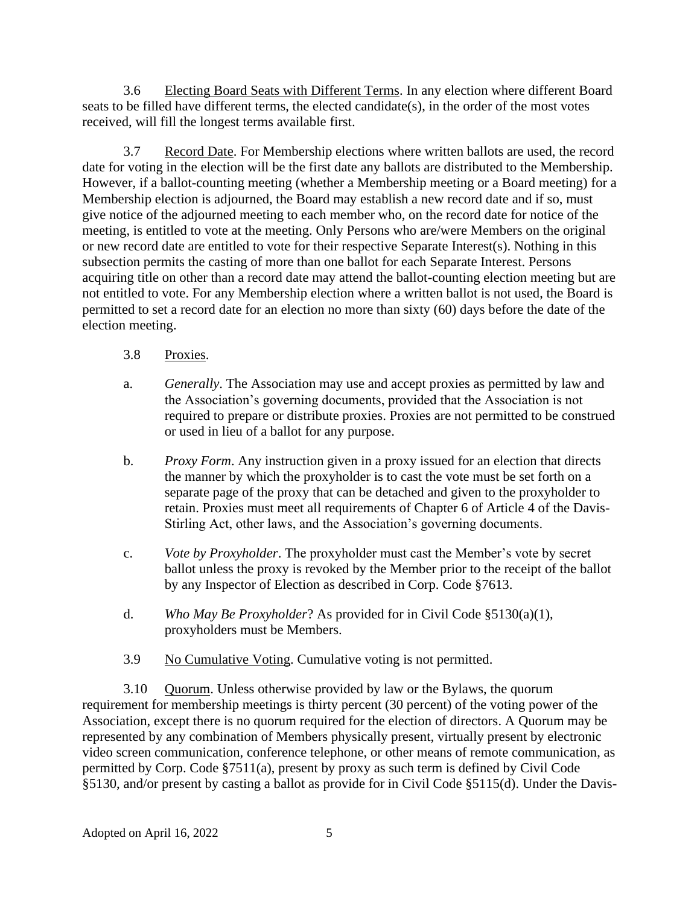3.6 Electing Board Seats with Different Terms. In any election where different Board seats to be filled have different terms, the elected candidate(s), in the order of the most votes received, will fill the longest terms available first.

3.7 Record Date. For Membership elections where written ballots are used, the record date for voting in the election will be the first date any ballots are distributed to the Membership. However, if a ballot-counting meeting (whether a Membership meeting or a Board meeting) for a Membership election is adjourned, the Board may establish a new record date and if so, must give notice of the adjourned meeting to each member who, on the record date for notice of the meeting, is entitled to vote at the meeting. Only Persons who are/were Members on the original or new record date are entitled to vote for their respective Separate Interest(s). Nothing in this subsection permits the casting of more than one ballot for each Separate Interest. Persons acquiring title on other than a record date may attend the ballot-counting election meeting but are not entitled to vote. For any Membership election where a written ballot is not used, the Board is permitted to set a record date for an election no more than sixty (60) days before the date of the election meeting.

3.8 Proxies.

a. *Generally*. The Association may use and accept proxies as permitted by law and the Association's governing documents, provided that the Association is not required to prepare or distribute proxies. Proxies are not permitted to be construed or used in lieu of a ballot for any purpose.

b. *Proxy Form*. Any instruction given in a proxy issued for an election that directs the manner by which the proxyholder is to cast the vote must be set forth on a separate page of the proxy that can be detached and given to the proxyholder to retain. Proxies must meet all requirements of Chapter 6 of Article 4 of the Davis-Stirling Act, other laws, and the Association's governing documents.

c. *Vote by Proxyholder*. The proxyholder must cast the Member's vote by secret ballot unless the proxy is revoked by the Member prior to the receipt of the ballot by any Inspector of Election as described in Corp. Code §7613.

d. *Who May Be Proxyholder*? As provided for in Civil Code §5130(a)(1), proxyholders must be Members.

3.9 No Cumulative Voting. Cumulative voting is not permitted.

3.10 Quorum. Unless otherwise provided by law or the Bylaws, the quorum requirement for membership meetings is thirty percent (30 percent) of the voting power of the Association, except there is no quorum required for the election of directors. A Quorum may be represented by any combination of Members physically present, virtually present by electronic video screen communication, conference telephone, or other means of remote communication, as permitted by Corp. Code §7511(a), present by proxy as such term is defined by Civil Code §5130, and/or present by casting a ballot as provide for in Civil Code §5115(d). Under the Davis-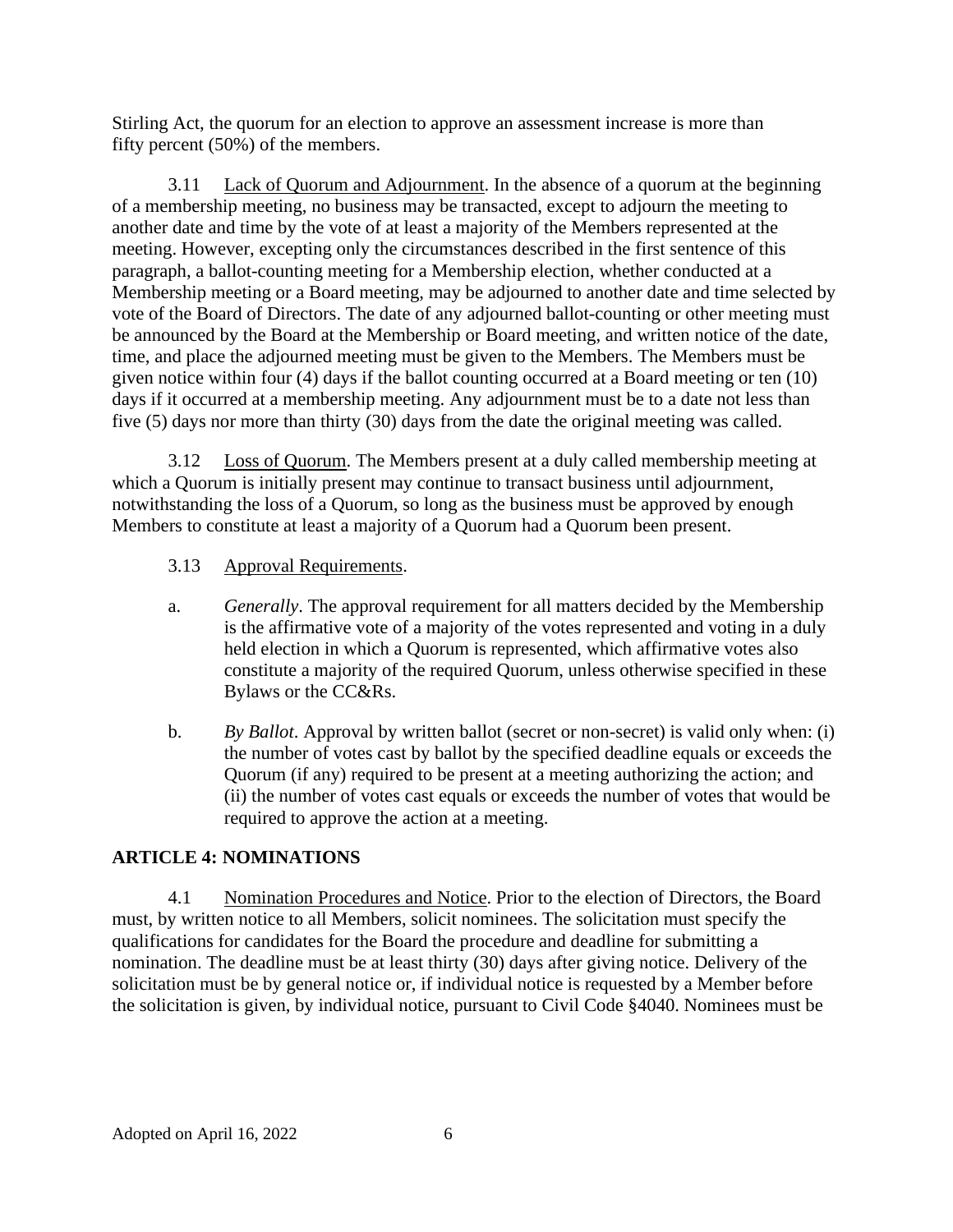Stirling Act, the quorum for an election to approve an assessment increase is more than fifty percent (50%) of the members.

3.11 Lack of Quorum and Adjournment. In the absence of a quorum at the beginning of a membership meeting, no business may be transacted, except to adjourn the meeting to another date and time by the vote of at least a majority of the Members represented at the meeting. However, excepting only the circumstances described in the first sentence of this paragraph, a ballot-counting meeting for a Membership election, whether conducted at a Membership meeting or a Board meeting, may be adjourned to another date and time selected by vote of the Board of Directors. The date of any adjourned ballot-counting or other meeting must be announced by the Board at the Membership or Board meeting, and written notice of the date, time, and place the adjourned meeting must be given to the Members. The Members must be given notice within four (4) days if the ballot counting occurred at a Board meeting or ten (10) days if it occurred at a membership meeting. Any adjournment must be to a date not less than five (5) days nor more than thirty (30) days from the date the original meeting was called.

3.12 Loss of Quorum. The Members present at a duly called membership meeting at which a Quorum is initially present may continue to transact business until adjournment, notwithstanding the loss of a Quorum, so long as the business must be approved by enough Members to constitute at least a majority of a Quorum had a Quorum been present.

3.13 Approval Requirements.

a. *Generally*. The approval requirement for all matters decided by the Membership is the affirmative vote of a majority of the votes represented and voting in a duly held election in which a Quorum is represented, which affirmative votes also constitute a majority of the required Quorum, unless otherwise specified in these Bylaws or the CC&Rs.

b. *By Ballot*. Approval by written ballot (secret or non-secret) is valid only when: (i) the number of votes cast by ballot by the specified deadline equals or exceeds the Quorum (if any) required to be present at a meeting authorizing the action; and (ii) the number of votes cast equals or exceeds the number of votes that would be required to approve the action at a meeting.

## ARTICLE 4: NOMINATIONS

4.1 Nomination Procedures and Notice. Prior to the election of Directors, the Board must, by written notice to all Members, solicit nominees. The solicitation must specify the qualifications for candidates for the Board the procedure and deadline for submitting a nomination. The deadline must be at least thirty (30) days after giving notice. Delivery of the solicitation must be by general notice or, if individual notice is requested by a Member before the solicitation is given, by individual notice, pursuant to Civil Code §4040. Nominees must be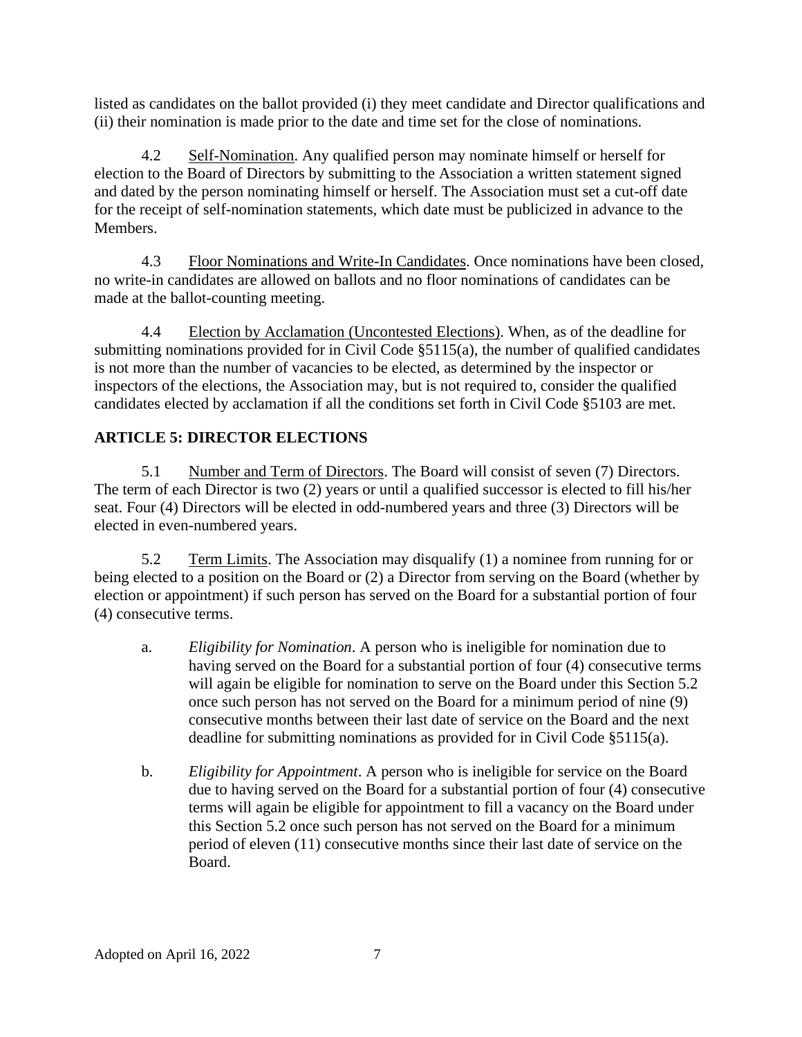listed as candidates on the ballot provided (i) they meet candidate and Director qualifications and (ii) their nomination is made prior to the date and time set for the close of nominations.

4.2 Self-Nomination. Any qualified person may nominate himself or herself for election to the Board of Directors by submitting to the Association a written statement signed and dated by the person nominating himself or herself. The Association must set a cut-off date for the receipt of self-nomination statements, which date must be publicized in advance to the Members.

4.3 Floor Nominations and Write-In Candidates. Once nominations have been closed, no write-in candidates are allowed on ballots and no floor nominations of candidates can be made at the ballot-counting meeting.

4.4 Election by Acclamation (Uncontested Elections). When, as of the deadline for submitting nominations provided for in Civil Code §5115(a), the number of qualified candidates is not more than the number of vacancies to be elected, as determined by the inspector or inspectors of the elections, the Association may, but is not required to, consider the qualified candidates elected by acclamation if all the conditions set forth in Civil Code §5103 are met.

## ARTICLE 5: DIRECTOR ELECTIONS

5.1 Number and Term of Directors. The Board will consist of seven (7) Directors. The term of each Director is two (2) years or until a qualified successor is elected to fill his/her seat. Four (4) Directors will be elected in odd-numbered years and three (3) Directors will be elected in even-numbered years.

5.2 Term Limits. The Association may disqualify (1) a nominee from running for or being elected to a position on the Board or (2) a Director from serving on the Board (whether by election or appointment) if such person has served on the Board for a substantial portion of four (4) consecutive terms.

a. *Eligibility for Nomination*. A person who is ineligible for nomination due to having served on the Board for a substantial portion of four (4) consecutive terms will again be eligible for nomination to serve on the Board under this Section 5.2 once such person has not served on the Board for a minimum period of nine (9) consecutive months between their last date of service on the Board and the next deadline for submitting nominations as provided for in Civil Code §5115(a).

b. *Eligibility for Appointment*. A person who is ineligible for service on the Board due to having served on the Board for a substantial portion of four (4) consecutive terms will again be eligible for appointment to fill a vacancy on the Board under this Section 5.2 once such person has not served on the Board for a minimum period of eleven (11) consecutive months since their last date of service on the Board.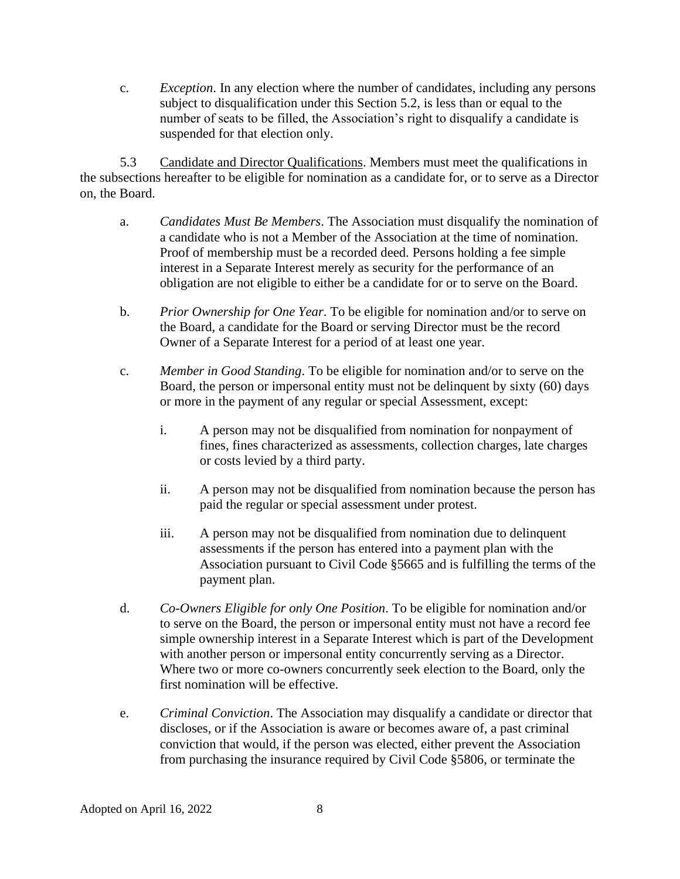c. *Exception*. In any election where the number of candidates, including any persons subject to disqualification under this Section 5.2, is less than or equal to the number of seats to be filled, the Association's right to disqualify a candidate is suspended for that election only.

5.3 Candidate and Director Qualifications. Members must meet the qualifications in the subsections hereafter to be eligible for nomination as a candidate for, or to serve as a Director on, the Board.

a. *Candidates Must Be Members*. The Association must disqualify the nomination of a candidate who is not a Member of the Association at the time of nomination. Proof of membership must be a recorded deed. Persons holding a fee simple interest in a Separate Interest merely as security for the performance of an obligation are not eligible to either be a candidate for or to serve on the Board.

b. *Prior Ownership for One Year*. To be eligible for nomination and/or to serve on the Board, a candidate for the Board or serving Director must be the record Owner of a Separate Interest for a period of at least one year.

c. *Member in Good Standing*. To be eligible for nomination and/or to serve on the Board, the person or impersonal entity must not be delinquent by sixty (60) days or more in the payment of any regular or special Assessment, except:

i. A person may not be disqualified from nomination for nonpayment of fines, fines characterized as assessments, collection charges, late charges or costs levied by a third party.

ii. A person may not be disqualified from nomination because the person has paid the regular or special assessment under protest.

iii. A person may not be disqualified from nomination due to delinquent assessments if the person has entered into a payment plan with the Association pursuant to Civil Code §5665 and is fulfilling the terms of the payment plan.

d. *Co-Owners Eligible for only One Position*. To be eligible for nomination and/or to serve on the Board, the person or impersonal entity must not have a record fee simple ownership interest in a Separate Interest which is part of the Development with another person or impersonal entity concurrently serving as a Director. Where two or more co-owners concurrently seek election to the Board, only the first nomination will be effective.

e. *Criminal Conviction*. The Association may disqualify a candidate or director that discloses, or if the Association is aware or becomes aware of, a past criminal conviction that would, if the person was elected, either prevent the Association from purchasing the insurance required by Civil Code §5806, or terminate the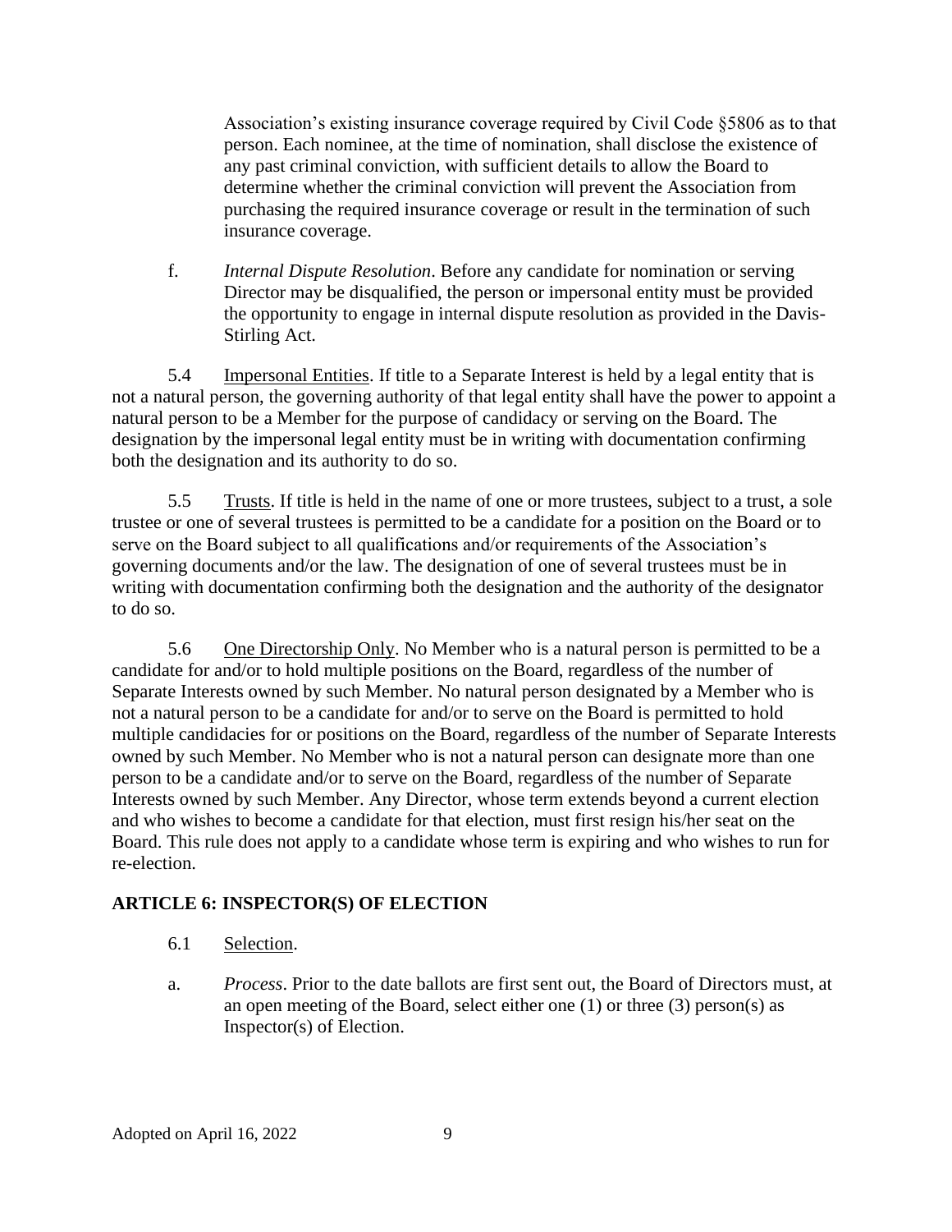Association's existing insurance coverage required by Civil Code §5806 as to that person. Each nominee, at the time of nomination, shall disclose the existence of any past criminal conviction, with sufficient details to allow the Board to determine whether the criminal conviction will prevent the Association from purchasing the required insurance coverage or result in the termination of such insurance coverage.

f. *Internal Dispute Resolution*. Before any candidate for nomination or serving Director may be disqualified, the person or impersonal entity must be provided the opportunity to engage in internal dispute resolution as provided in the Davis-Stirling Act.

5.4 Impersonal Entities. If title to a Separate Interest is held by a legal entity that is not a natural person, the governing authority of that legal entity shall have the power to appoint a natural person to be a Member for the purpose of candidacy or serving on the Board. The designation by the impersonal legal entity must be in writing with documentation confirming both the designation and its authority to do so.

5.5 Trusts. If title is held in the name of one or more trustees, subject to a trust, a sole trustee or one of several trustees is permitted to be a candidate for a position on the Board or to serve on the Board subject to all qualifications and/or requirements of the Association's governing documents and/or the law. The designation of one of several trustees must be in writing with documentation confirming both the designation and the authority of the designator to do so.

5.6 One Directorship Only. No Member who is a natural person is permitted to be a candidate for and/or to hold multiple positions on the Board, regardless of the number of Separate Interests owned by such Member. No natural person designated by a Member who is not a natural person to be a candidate for and/or to serve on the Board is permitted to hold multiple candidacies for or positions on the Board, regardless of the number of Separate Interests owned by such Member. No Member who is not a natural person can designate more than one person to be a candidate and/or to serve on the Board, regardless of the number of Separate Interests owned by such Member. Any Director, whose term extends beyond a current election and who wishes to become a candidate for that election, must first resign his/her seat on the Board. This rule does not apply to a candidate whose term is expiring and who wishes to run for re-election.

## ARTICLE 6: INSPECTOR(S) OF ELECTION

6.1 Selection.

a. *Process*. Prior to the date ballots are first sent out, the Board of Directors must, at an open meeting of the Board, select either one (1) or three (3) person(s) as Inspector(s) of Election.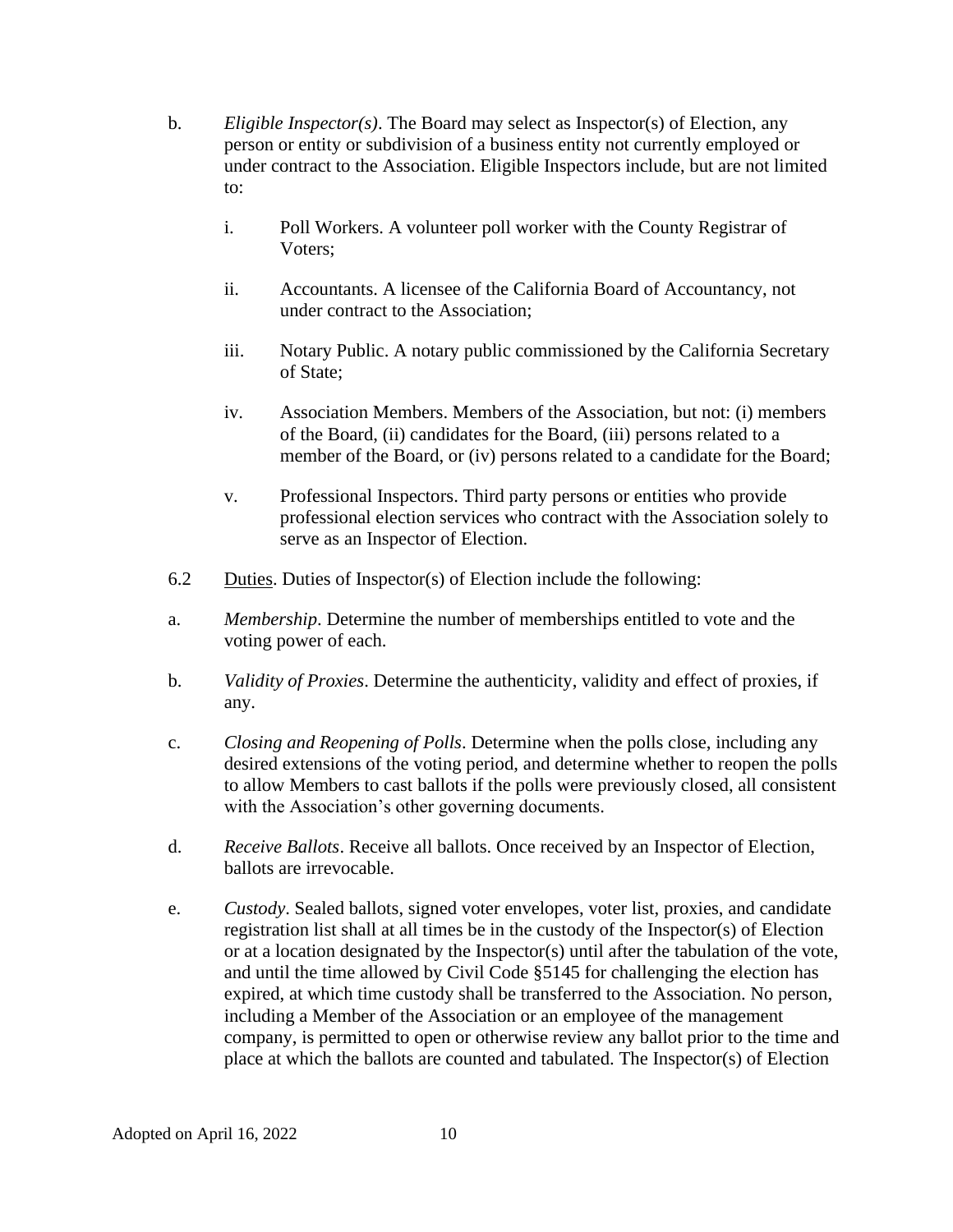b. *Eligible Inspector(s)*. The Board may select as Inspector(s) of Election, any person or entity or subdivision of a business entity not currently employed or under contract to the Association. Eligible Inspectors include, but are not limited to:

   i. Poll Workers. A volunteer poll worker with the County Registrar of Voters;

   ii. Accountants. A licensee of the California Board of Accountancy, not under contract to the Association;

   iii. Notary Public. A notary public commissioned by the California Secretary of State;

   iv. Association Members. Members of the Association, but not: (i) members of the Board, (ii) candidates for the Board, (iii) persons related to a member of the Board, or (iv) persons related to a candidate for the Board;

   v. Professional Inspectors. Third party persons or entities who provide professional election services who contract with the Association solely to serve as an Inspector of Election.

6.2 Duties. Duties of Inspector(s) of Election include the following:

a. *Membership*. Determine the number of memberships entitled to vote and the voting power of each.

b. *Validity of Proxies*. Determine the authenticity, validity and effect of proxies, if any.

c. *Closing and Reopening of Polls*. Determine when the polls close, including any desired extensions of the voting period, and determine whether to reopen the polls to allow Members to cast ballots if the polls were previously closed, all consistent with the Association's other governing documents.

d. *Receive Ballots*. Receive all ballots. Once received by an Inspector of Election, ballots are irrevocable.

e. *Custody*. Sealed ballots, signed voter envelopes, voter list, proxies, and candidate registration list shall at all times be in the custody of the Inspector(s) of Election or at a location designated by the Inspector(s) until after the tabulation of the vote, and until the time allowed by Civil Code §5145 for challenging the election has expired, at which time custody shall be transferred to the Association. No person, including a Member of the Association or an employee of the management company, is permitted to open or otherwise review any ballot prior to the time and place at which the ballots are counted and tabulated. The Inspector(s) of Election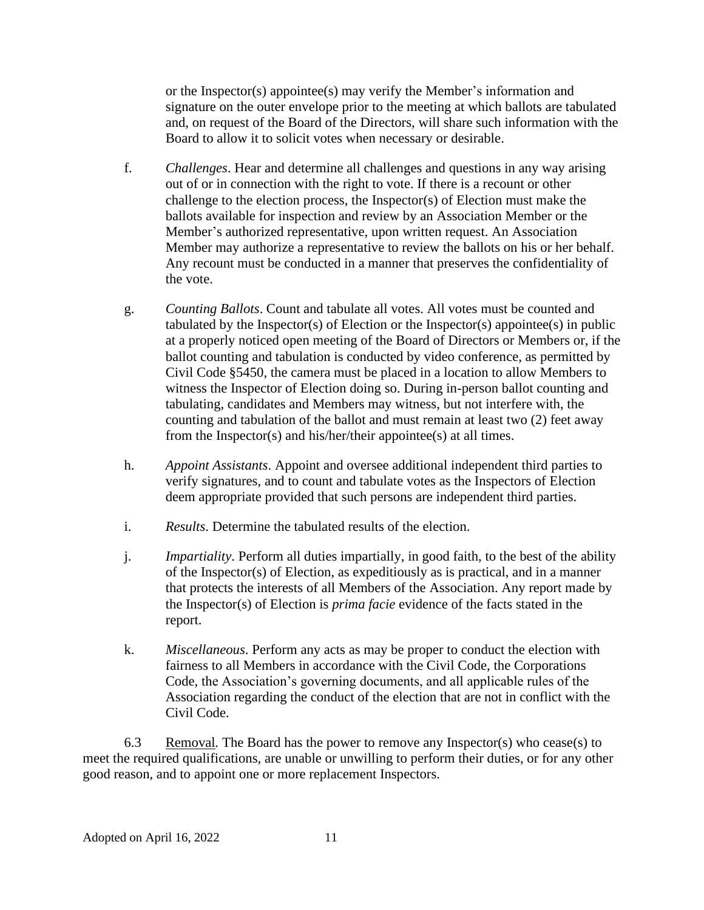or the Inspector(s) appointee(s) may verify the Member's information and signature on the outer envelope prior to the meeting at which ballots are tabulated and, on request of the Board of the Directors, will share such information with the Board to allow it to solicit votes when necessary or desirable.

f. *Challenges*. Hear and determine all challenges and questions in any way arising out of or in connection with the right to vote. If there is a recount or other challenge to the election process, the Inspector(s) of Election must make the ballots available for inspection and review by an Association Member or the Member's authorized representative, upon written request. An Association Member may authorize a representative to review the ballots on his or her behalf. Any recount must be conducted in a manner that preserves the confidentiality of the vote.

g. *Counting Ballots*. Count and tabulate all votes. All votes must be counted and tabulated by the Inspector(s) of Election or the Inspector(s) appointee(s) in public at a properly noticed open meeting of the Board of Directors or Members or, if the ballot counting and tabulation is conducted by video conference, as permitted by Civil Code §5450, the camera must be placed in a location to allow Members to witness the Inspector of Election doing so. During in-person ballot counting and tabulating, candidates and Members may witness, but not interfere with, the counting and tabulation of the ballot and must remain at least two (2) feet away from the Inspector(s) and his/her/their appointee(s) at all times.

h. *Appoint Assistants*. Appoint and oversee additional independent third parties to verify signatures, and to count and tabulate votes as the Inspectors of Election deem appropriate provided that such persons are independent third parties.

i. *Results*. Determine the tabulated results of the election.

j. *Impartiality*. Perform all duties impartially, in good faith, to the best of the ability of the Inspector(s) of Election, as expeditiously as is practical, and in a manner that protects the interests of all Members of the Association. Any report made by the Inspector(s) of Election is *prima facie* evidence of the facts stated in the report.

k. *Miscellaneous*. Perform any acts as may be proper to conduct the election with fairness to all Members in accordance with the Civil Code, the Corporations Code, the Association's governing documents, and all applicable rules of the Association regarding the conduct of the election that are not in conflict with the Civil Code.

6.3 Removal. The Board has the power to remove any Inspector(s) who cease(s) to meet the required qualifications, are unable or unwilling to perform their duties, or for any other good reason, and to appoint one or more replacement Inspectors.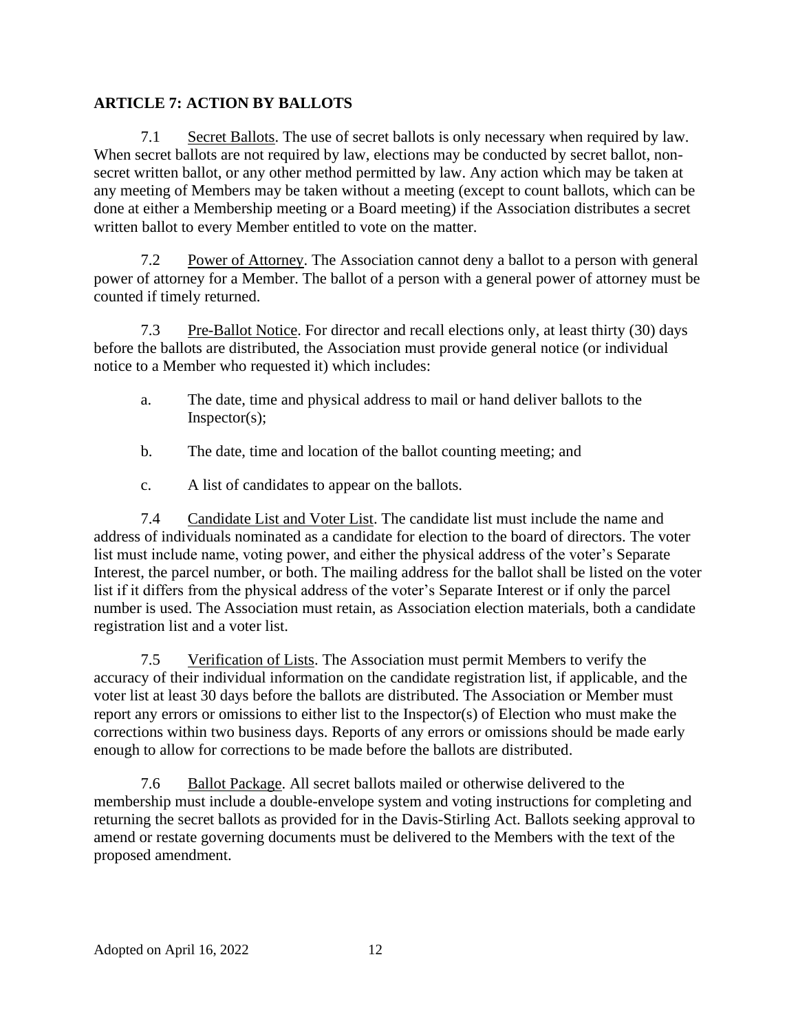## ARTICLE 7: ACTION BY BALLOTS

7.1 Secret Ballots. The use of secret ballots is only necessary when required by law. When secret ballots are not required by law, elections may be conducted by secret ballot, non-secret written ballot, or any other method permitted by law. Any action which may be taken at any meeting of Members may be taken without a meeting (except to count ballots, which can be done at either a Membership meeting or a Board meeting) if the Association distributes a secret written ballot to every Member entitled to vote on the matter.

7.2 Power of Attorney. The Association cannot deny a ballot to a person with general power of attorney for a Member. The ballot of a person with a general power of attorney must be counted if timely returned.

7.3 Pre-Ballot Notice. For director and recall elections only, at least thirty (30) days before the ballots are distributed, the Association must provide general notice (or individual notice to a Member who requested it) which includes:

a. The date, time and physical address to mail or hand deliver ballots to the Inspector(s);

b. The date, time and location of the ballot counting meeting; and

c. A list of candidates to appear on the ballots.

7.4 Candidate List and Voter List. The candidate list must include the name and address of individuals nominated as a candidate for election to the board of directors. The voter list must include name, voting power, and either the physical address of the voter's Separate Interest, the parcel number, or both. The mailing address for the ballot shall be listed on the voter list if it differs from the physical address of the voter's Separate Interest or if only the parcel number is used. The Association must retain, as Association election materials, both a candidate registration list and a voter list.

7.5 Verification of Lists. The Association must permit Members to verify the accuracy of their individual information on the candidate registration list, if applicable, and the voter list at least 30 days before the ballots are distributed. The Association or Member must report any errors or omissions to either list to the Inspector(s) of Election who must make the corrections within two business days. Reports of any errors or omissions should be made early enough to allow for corrections to be made before the ballots are distributed.

7.6 Ballot Package. All secret ballots mailed or otherwise delivered to the membership must include a double-envelope system and voting instructions for completing and returning the secret ballots as provided for in the Davis-Stirling Act. Ballots seeking approval to amend or restate governing documents must be delivered to the Members with the text of the proposed amendment.

Adopted on April 16, 2022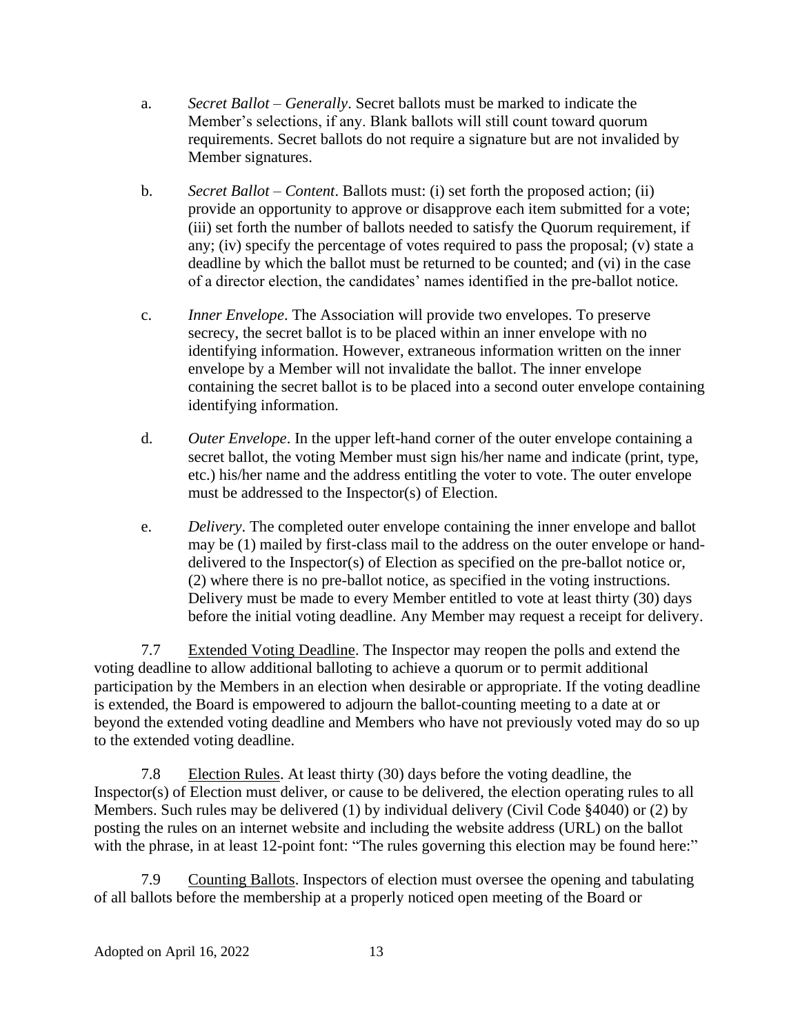a. *Secret Ballot – Generally*. Secret ballots must be marked to indicate the Member's selections, if any. Blank ballots will still count toward quorum requirements. Secret ballots do not require a signature but are not invalided by Member signatures.

b. *Secret Ballot – Content*. Ballots must: (i) set forth the proposed action; (ii) provide an opportunity to approve or disapprove each item submitted for a vote; (iii) set forth the number of ballots needed to satisfy the Quorum requirement, if any; (iv) specify the percentage of votes required to pass the proposal; (v) state a deadline by which the ballot must be returned to be counted; and (vi) in the case of a director election, the candidates' names identified in the pre-ballot notice.

c. *Inner Envelope*. The Association will provide two envelopes. To preserve secrecy, the secret ballot is to be placed within an inner envelope with no identifying information. However, extraneous information written on the inner envelope by a Member will not invalidate the ballot. The inner envelope containing the secret ballot is to be placed into a second outer envelope containing identifying information.

d. *Outer Envelope*. In the upper left-hand corner of the outer envelope containing a secret ballot, the voting Member must sign his/her name and indicate (print, type, etc.) his/her name and the address entitling the voter to vote. The outer envelope must be addressed to the Inspector(s) of Election.

e. *Delivery*. The completed outer envelope containing the inner envelope and ballot may be (1) mailed by first-class mail to the address on the outer envelope or hand-delivered to the Inspector(s) of Election as specified on the pre-ballot notice or, (2) where there is no pre-ballot notice, as specified in the voting instructions. Delivery must be made to every Member entitled to vote at least thirty (30) days before the initial voting deadline. Any Member may request a receipt for delivery.

7.7 Extended Voting Deadline. The Inspector may reopen the polls and extend the voting deadline to allow additional balloting to achieve a quorum or to permit additional participation by the Members in an election when desirable or appropriate. If the voting deadline is extended, the Board is empowered to adjourn the ballot-counting meeting to a date at or beyond the extended voting deadline and Members who have not previously voted may do so up to the extended voting deadline.

7.8 Election Rules. At least thirty (30) days before the voting deadline, the Inspector(s) of Election must deliver, or cause to be delivered, the election operating rules to all Members. Such rules may be delivered (1) by individual delivery (Civil Code §4040) or (2) by posting the rules on an internet website and including the website address (URL) on the ballot with the phrase, in at least 12-point font: "The rules governing this election may be found here:"

7.9 Counting Ballots. Inspectors of election must oversee the opening and tabulating of all ballots before the membership at a properly noticed open meeting of the Board or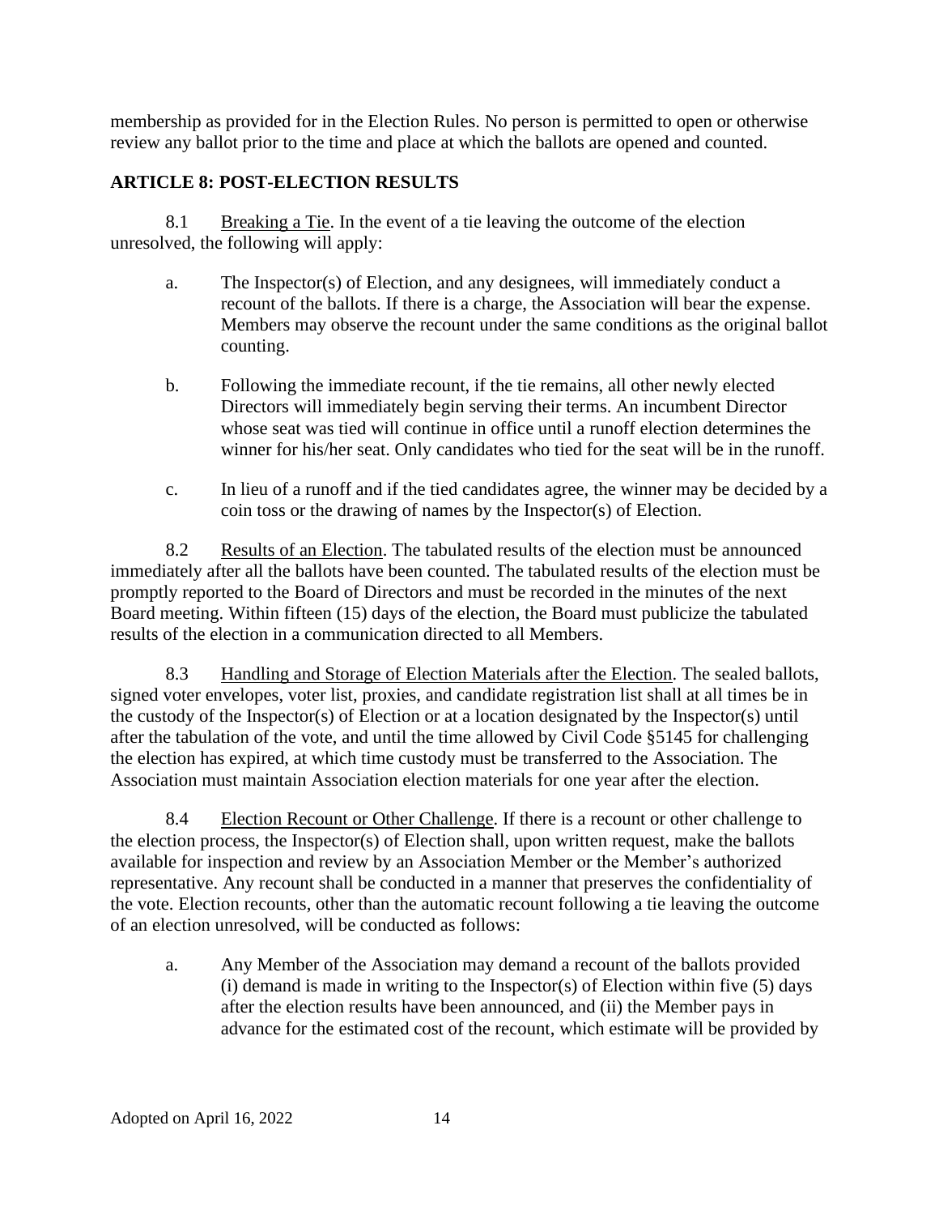membership as provided for in the Election Rules. No person is permitted to open or otherwise review any ballot prior to the time and place at which the ballots are opened and counted.

## ARTICLE 8: POST-ELECTION RESULTS

8.1 Breaking a Tie. In the event of a tie leaving the outcome of the election unresolved, the following will apply:

a. The Inspector(s) of Election, and any designees, will immediately conduct a recount of the ballots. If there is a charge, the Association will bear the expense. Members may observe the recount under the same conditions as the original ballot counting.

b. Following the immediate recount, if the tie remains, all other newly elected Directors will immediately begin serving their terms. An incumbent Director whose seat was tied will continue in office until a runoff election determines the winner for his/her seat. Only candidates who tied for the seat will be in the runoff.

c. In lieu of a runoff and if the tied candidates agree, the winner may be decided by a coin toss or the drawing of names by the Inspector(s) of Election.

8.2 Results of an Election. The tabulated results of the election must be announced immediately after all the ballots have been counted. The tabulated results of the election must be promptly reported to the Board of Directors and must be recorded in the minutes of the next Board meeting. Within fifteen (15) days of the election, the Board must publicize the tabulated results of the election in a communication directed to all Members.

8.3 Handling and Storage of Election Materials after the Election. The sealed ballots, signed voter envelopes, voter list, proxies, and candidate registration list shall at all times be in the custody of the Inspector(s) of Election or at a location designated by the Inspector(s) until after the tabulation of the vote, and until the time allowed by Civil Code §5145 for challenging the election has expired, at which time custody must be transferred to the Association. The Association must maintain Association election materials for one year after the election.

8.4 Election Recount or Other Challenge. If there is a recount or other challenge to the election process, the Inspector(s) of Election shall, upon written request, make the ballots available for inspection and review by an Association Member or the Member's authorized representative. Any recount shall be conducted in a manner that preserves the confidentiality of the vote. Election recounts, other than the automatic recount following a tie leaving the outcome of an election unresolved, will be conducted as follows:

a. Any Member of the Association may demand a recount of the ballots provided (i) demand is made in writing to the Inspector(s) of Election within five (5) days after the election results have been announced, and (ii) the Member pays in advance for the estimated cost of the recount, which estimate will be provided by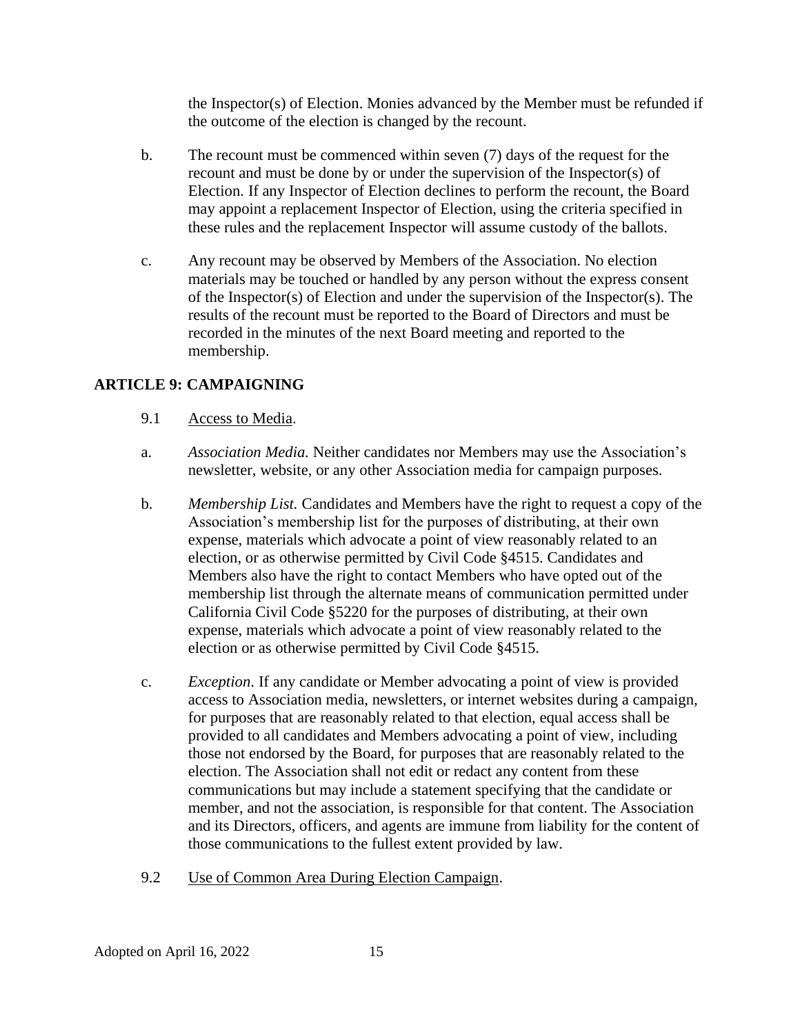the Inspector(s) of Election. Monies advanced by the Member must be refunded if the outcome of the election is changed by the recount.

b. The recount must be commenced within seven (7) days of the request for the recount and must be done by or under the supervision of the Inspector(s) of Election. If any Inspector of Election declines to perform the recount, the Board may appoint a replacement Inspector of Election, using the criteria specified in these rules and the replacement Inspector will assume custody of the ballots.

c. Any recount may be observed by Members of the Association. No election materials may be touched or handled by any person without the express consent of the Inspector(s) of Election and under the supervision of the Inspector(s). The results of the recount must be reported to the Board of Directors and must be recorded in the minutes of the next Board meeting and reported to the membership.

## ARTICLE 9: CAMPAIGNING

9.1 <u>Access to Media</u>.

a. *Association Media.* Neither candidates nor Members may use the Association's newsletter, website, or any other Association media for campaign purposes.

b. *Membership List.* Candidates and Members have the right to request a copy of the Association's membership list for the purposes of distributing, at their own expense, materials which advocate a point of view reasonably related to an election, or as otherwise permitted by Civil Code §4515. Candidates and Members also have the right to contact Members who have opted out of the membership list through the alternate means of communication permitted under California Civil Code §5220 for the purposes of distributing, at their own expense, materials which advocate a point of view reasonably related to the election or as otherwise permitted by Civil Code §4515.

c. *Exception.* If any candidate or Member advocating a point of view is provided access to Association media, newsletters, or internet websites during a campaign, for purposes that are reasonably related to that election, equal access shall be provided to all candidates and Members advocating a point of view, including those not endorsed by the Board, for purposes that are reasonably related to the election. The Association shall not edit or redact any content from these communications but may include a statement specifying that the candidate or member, and not the association, is responsible for that content. The Association and its Directors, officers, and agents are immune from liability for the content of those communications to the fullest extent provided by law.

9.2 <u>Use of Common Area During Election Campaign</u>.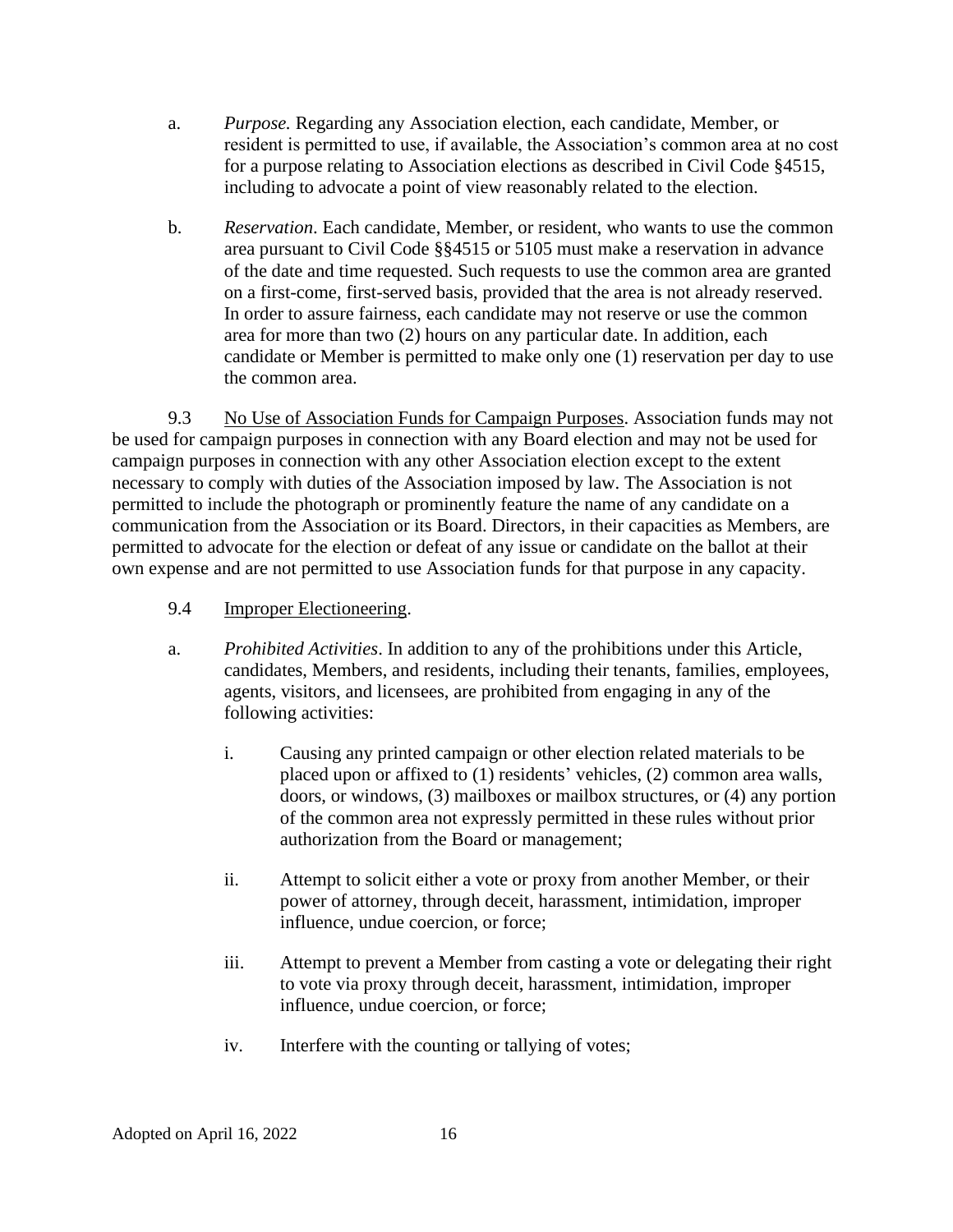a. *Purpose.* Regarding any Association election, each candidate, Member, or resident is permitted to use, if available, the Association's common area at no cost for a purpose relating to Association elections as described in Civil Code §4515, including to advocate a point of view reasonably related to the election.

b. *Reservation*. Each candidate, Member, or resident, who wants to use the common area pursuant to Civil Code §§4515 or 5105 must make a reservation in advance of the date and time requested. Such requests to use the common area are granted on a first-come, first-served basis, provided that the area is not already reserved. In order to assure fairness, each candidate may not reserve or use the common area for more than two (2) hours on any particular date. In addition, each candidate or Member is permitted to make only one (1) reservation per day to use the common area.

9.3 <u>No Use of Association Funds for Campaign Purposes</u>. Association funds may not be used for campaign purposes in connection with any Board election and may not be used for campaign purposes in connection with any other Association election except to the extent necessary to comply with duties of the Association imposed by law. The Association is not permitted to include the photograph or prominently feature the name of any candidate on a communication from the Association or its Board. Directors, in their capacities as Members, are permitted to advocate for the election or defeat of any issue or candidate on the ballot at their own expense and are not permitted to use Association funds for that purpose in any capacity.

9.4 <u>Improper Electioneering</u>.

a. *Prohibited Activities*. In addition to any of the prohibitions under this Article, candidates, Members, and residents, including their tenants, families, employees, agents, visitors, and licensees, are prohibited from engaging in any of the following activities:

   i. Causing any printed campaign or other election related materials to be placed upon or affixed to (1) residents' vehicles, (2) common area walls, doors, or windows, (3) mailboxes or mailbox structures, or (4) any portion of the common area not expressly permitted in these rules without prior authorization from the Board or management;

   ii. Attempt to solicit either a vote or proxy from another Member, or their power of attorney, through deceit, harassment, intimidation, improper influence, undue coercion, or force;

   iii. Attempt to prevent a Member from casting a vote or delegating their right to vote via proxy through deceit, harassment, intimidation, improper influence, undue coercion, or force;

   iv. Interfere with the counting or tallying of votes;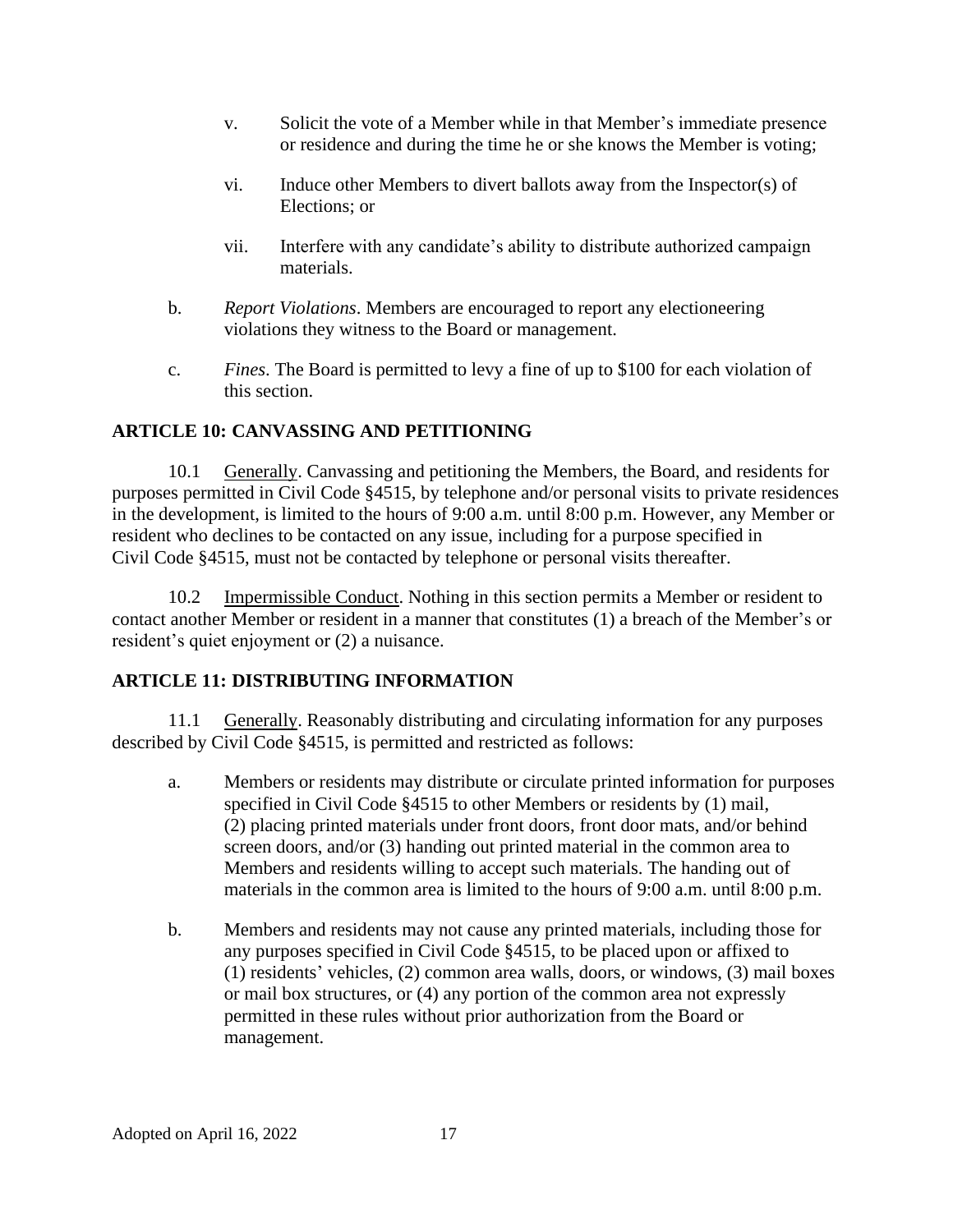v. Solicit the vote of a Member while in that Member's immediate presence or residence and during the time he or she knows the Member is voting;

vi. Induce other Members to divert ballots away from the Inspector(s) of Elections; or

vii. Interfere with any candidate's ability to distribute authorized campaign materials.

b. *Report Violations*. Members are encouraged to report any electioneering violations they witness to the Board or management.

c. *Fines*. The Board is permitted to levy a fine of up to $100 for each violation of this section.

## ARTICLE 10: CANVASSING AND PETITIONING

10.1 Generally. Canvassing and petitioning the Members, the Board, and residents for purposes permitted in Civil Code §4515, by telephone and/or personal visits to private residences in the development, is limited to the hours of 9:00 a.m. until 8:00 p.m. However, any Member or resident who declines to be contacted on any issue, including for a purpose specified in Civil Code §4515, must not be contacted by telephone or personal visits thereafter.

10.2 Impermissible Conduct. Nothing in this section permits a Member or resident to contact another Member or resident in a manner that constitutes (1) a breach of the Member's or resident's quiet enjoyment or (2) a nuisance.

## ARTICLE 11: DISTRIBUTING INFORMATION

11.1 Generally. Reasonably distributing and circulating information for any purposes described by Civil Code §4515, is permitted and restricted as follows:

a. Members or residents may distribute or circulate printed information for purposes specified in Civil Code §4515 to other Members or residents by (1) mail, (2) placing printed materials under front doors, front door mats, and/or behind screen doors, and/or (3) handing out printed material in the common area to Members and residents willing to accept such materials. The handing out of materials in the common area is limited to the hours of 9:00 a.m. until 8:00 p.m.

b. Members and residents may not cause any printed materials, including those for any purposes specified in Civil Code §4515, to be placed upon or affixed to (1) residents' vehicles, (2) common area walls, doors, or windows, (3) mail boxes or mail box structures, or (4) any portion of the common area not expressly permitted in these rules without prior authorization from the Board or management.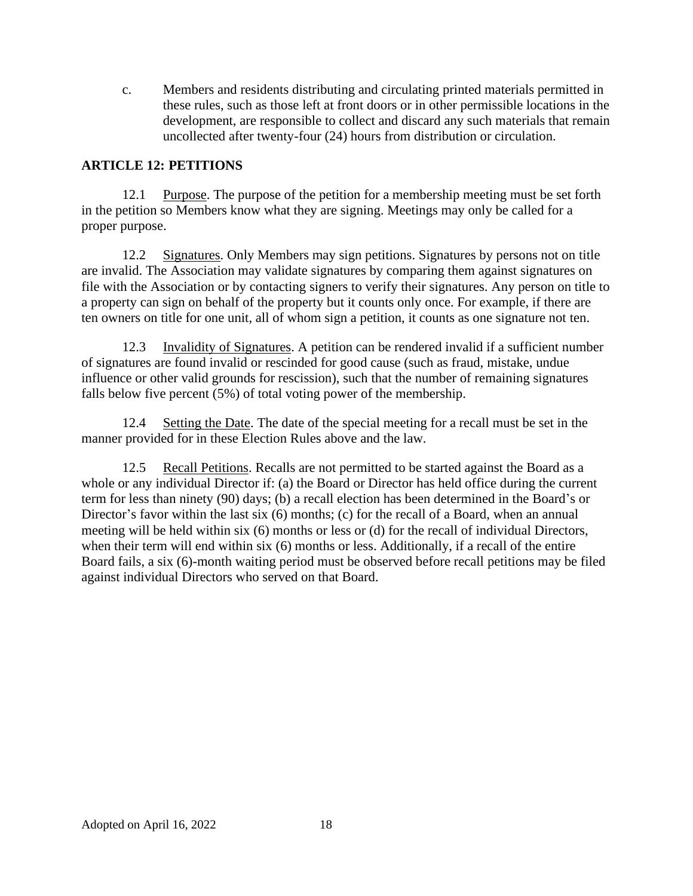c. Members and residents distributing and circulating printed materials permitted in these rules, such as those left at front doors or in other permissible locations in the development, are responsible to collect and discard any such materials that remain uncollected after twenty-four (24) hours from distribution or circulation.

## ARTICLE 12: PETITIONS

12.1 Purpose. The purpose of the petition for a membership meeting must be set forth in the petition so Members know what they are signing. Meetings may only be called for a proper purpose.

12.2 Signatures. Only Members may sign petitions. Signatures by persons not on title are invalid. The Association may validate signatures by comparing them against signatures on file with the Association or by contacting signers to verify their signatures. Any person on title to a property can sign on behalf of the property but it counts only once. For example, if there are ten owners on title for one unit, all of whom sign a petition, it counts as one signature not ten.

12.3 Invalidity of Signatures. A petition can be rendered invalid if a sufficient number of signatures are found invalid or rescinded for good cause (such as fraud, mistake, undue influence or other valid grounds for rescission), such that the number of remaining signatures falls below five percent (5%) of total voting power of the membership.

12.4 Setting the Date. The date of the special meeting for a recall must be set in the manner provided for in these Election Rules above and the law.

12.5 Recall Petitions. Recalls are not permitted to be started against the Board as a whole or any individual Director if: (a) the Board or Director has held office during the current term for less than ninety (90) days; (b) a recall election has been determined in the Board's or Director's favor within the last six (6) months; (c) for the recall of a Board, when an annual meeting will be held within six (6) months or less or (d) for the recall of individual Directors, when their term will end within six (6) months or less. Additionally, if a recall of the entire Board fails, a six (6)-month waiting period must be observed before recall petitions may be filed against individual Directors who served on that Board.